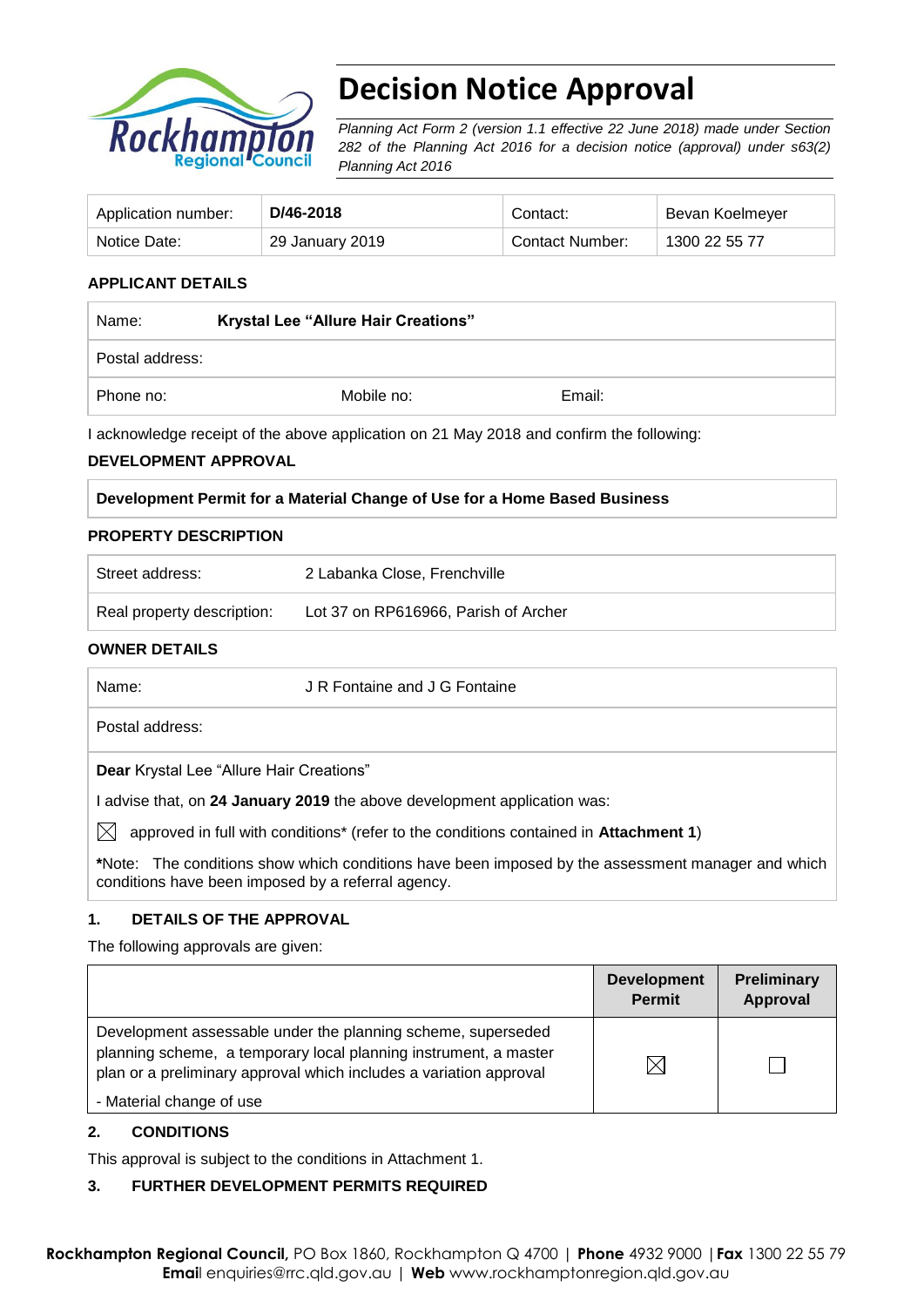# Decision Notice Approval

*Planning Act Form 2 (version 1.1 effective 22 June 2018) made under Section 282 of the Planning Act 2016 for a decision notice (approval) under s63(2) Planning Act 2016*

| | | | |
|---|---|---|---|
| Application number: | **D/46-2018** | Contact: | Bevan Koelmeyer |
| Notice Date: | 29 January 2019 | Contact Number: | 1300 22 55 77 |

**APPLICANT DETAILS**

| | | | |
|---|---|---|---|
| Name: | **Krystal Lee "Allure Hair Creations"** | | |
| Postal address: | | | |
| Phone no: | Mobile no: | Email: | |

I acknowledge receipt of the above application on 21 May 2018 and confirm the following:

**DEVELOPMENT APPROVAL**

**Development Permit for a Material Change of Use for a Home Based Business**

**PROPERTY DESCRIPTION**

| | |
|---|---|
| Street address: | 2 Labanka Close, Frenchville |
| Real property description: | Lot 37 on RP616966, Parish of Archer |

**OWNER DETAILS**

| | |
|---|---|
| Name: | J R Fontaine and J G Fontaine |
| Postal address: | |

**Dear** Krystal Lee "Allure Hair Creations"

I advise that, on **24 January 2019** the above development application was:

☒ approved in full with conditions* (refer to the conditions contained in **Attachment 1**)

***Note:** The conditions show which conditions have been imposed by the assessment manager and which conditions have been imposed by a referral agency.

**1. DETAILS OF THE APPROVAL**

The following approvals are given:

| | Development Permit | Preliminary Approval |
|---|---|---|
| Development assessable under the planning scheme, superseded planning scheme, a temporary local planning instrument, a master plan or a preliminary approval which includes a variation approval<br>- Material change of use | ☒ | ☐ |

**2. CONDITIONS**

This approval is subject to the conditions in Attachment 1.

**3. FURTHER DEVELOPMENT PERMITS REQUIRED**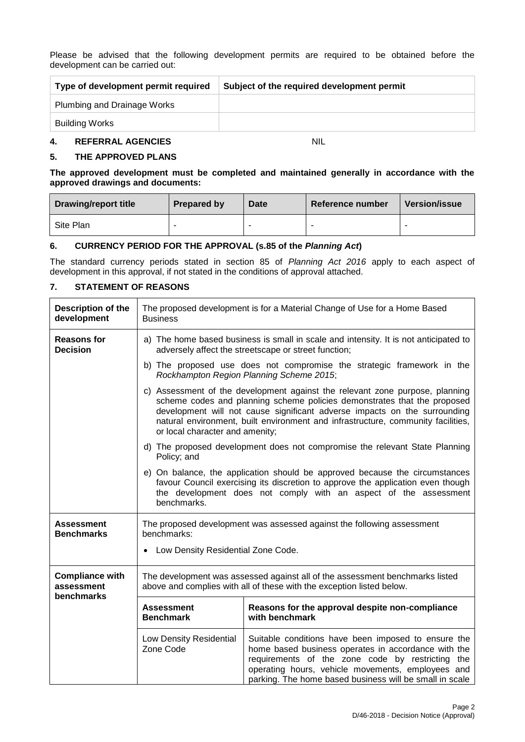Please be advised that the following development permits are required to be obtained before the development can be carried out:

| Type of development permit required | Subject of the required development permit |
|---|---|
| Plumbing and Drainage Works | |
| Building Works | |

## 4. REFERRAL AGENCIES NIL

## 5. THE APPROVED PLANS

**The approved development must be completed and maintained generally in accordance with the approved drawings and documents:**

| Drawing/report title | Prepared by | Date | Reference number | Version/issue |
|---|---|---|---|---|
| Site Plan | - | - | - | - |

## 6. CURRENCY PERIOD FOR THE APPROVAL (s.85 of the *Planning Act*)

The standard currency periods stated in section 85 of *Planning Act 2016* apply to each aspect of development in this approval, if not stated in the conditions of approval attached.

## 7. STATEMENT OF REASONS

| | | |
|---|---|---|
| **Description of the development** | The proposed development is for a Material Change of Use for a Home Based Business | |
| **Reasons for Decision** | a) The home based business is small in scale and intensity. It is not anticipated to adversely affect the streetscape or street function;<br>b) The proposed use does not compromise the strategic framework in the *Rockhampton Region Planning Scheme 2015*;<br>c) Assessment of the development against the relevant zone purpose, planning scheme codes and planning scheme policies demonstrates that the proposed development will not cause significant adverse impacts on the surrounding natural environment, built environment and infrastructure, community facilities, or local character and amenity;<br>d) The proposed development does not compromise the relevant State Planning Policy; and<br>e) On balance, the application should be approved because the circumstances favour Council exercising its discretion to approve the application even though the development does not comply with an aspect of the assessment benchmarks. | |
| **Assessment Benchmarks** | The proposed development was assessed against the following assessment benchmarks:<br>• Low Density Residential Zone Code. | |
| **Compliance with assessment benchmarks** | The development was assessed against all of the assessment benchmarks listed above and complies with all of these with the exception listed below. | |
| | **Assessment Benchmark** | **Reasons for the approval despite non-compliance with benchmark** |
| | Low Density Residential Zone Code | Suitable conditions have been imposed to ensure the home based business operates in accordance with the requirements of the zone code by restricting the operating hours, vehicle movements, employees and parking. The home based business will be small in scale |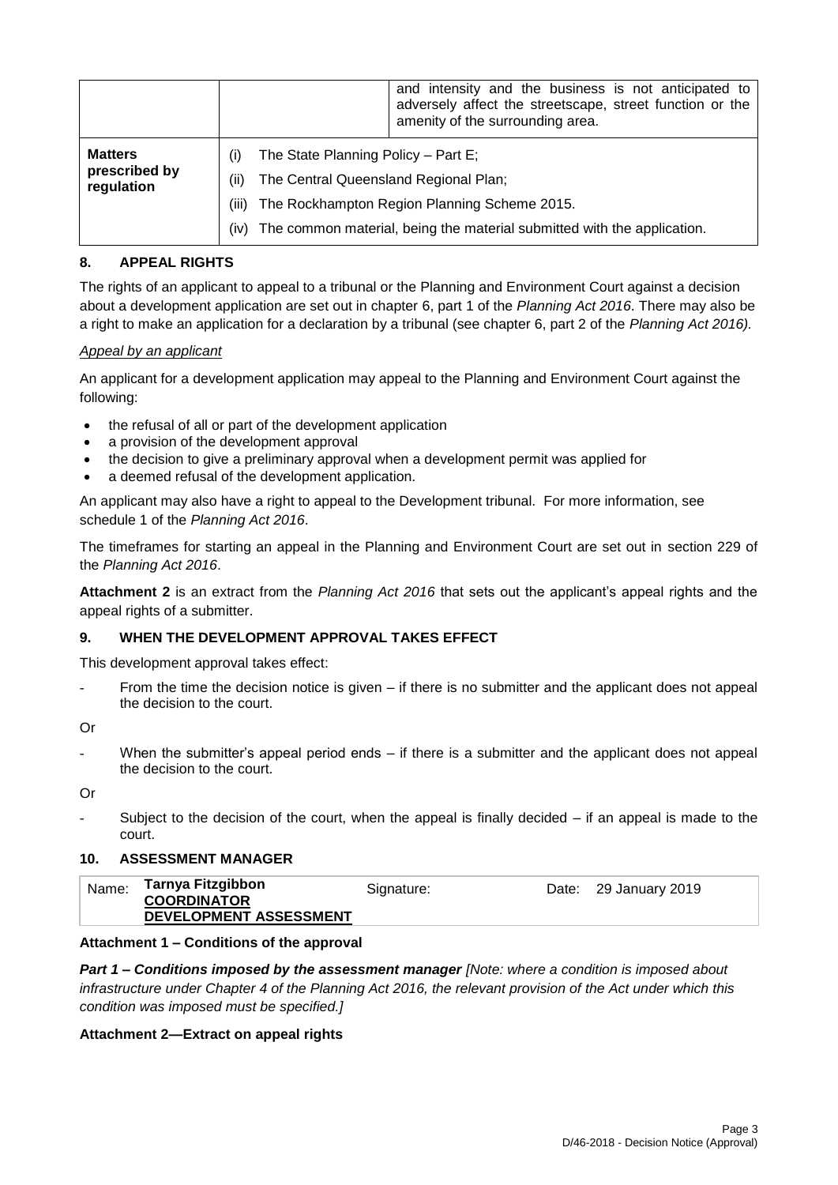| | | |
|---|---|---|
| | | and intensity and the business is not anticipated to adversely affect the streetscape, street function or the amenity of the surrounding area. |
| **Matters prescribed by regulation** | (i) The State Planning Policy – Part E;<br>(ii) The Central Queensland Regional Plan;<br>(iii) The Rockhampton Region Planning Scheme 2015.<br>(iv) The common material, being the material submitted with the application. | |

## 8. APPEAL RIGHTS

The rights of an applicant to appeal to a tribunal or the Planning and Environment Court against a decision about a development application are set out in chapter 6, part 1 of the *Planning Act 2016*. There may also be a right to make an application for a declaration by a tribunal (see chapter 6, part 2 of the *Planning Act 2016).*

*Appeal by an applicant*

An applicant for a development application may appeal to the Planning and Environment Court against the following:

- the refusal of all or part of the development application
- a provision of the development approval
- the decision to give a preliminary approval when a development permit was applied for
- a deemed refusal of the development application.

An applicant may also have a right to appeal to the Development tribunal. For more information, see schedule 1 of the *Planning Act 2016*.

The timeframes for starting an appeal in the Planning and Environment Court are set out in section 229 of the *Planning Act 2016*.

**Attachment 2** is an extract from the *Planning Act 2016* that sets out the applicant's appeal rights and the appeal rights of a submitter.

## 9. WHEN THE DEVELOPMENT APPROVAL TAKES EFFECT

This development approval takes effect:

- From the time the decision notice is given – if there is no submitter and the applicant does not appeal the decision to the court.

Or

- When the submitter's appeal period ends – if there is a submitter and the applicant does not appeal the decision to the court.

Or

- Subject to the decision of the court, when the appeal is finally decided – if an appeal is made to the court.

## 10. ASSESSMENT MANAGER

| | | | |
|---|---|---|---|
| Name: **Tarnya Fitzgibbon** <br>**COORDINATOR DEVELOPMENT ASSESSMENT** | Signature: | Date: | 29 January 2019 |

**Attachment 1 – Conditions of the approval**

***Part 1 – Conditions imposed by the assessment manager*** *[Note: where a condition is imposed about infrastructure under Chapter 4 of the Planning Act 2016, the relevant provision of the Act under which this condition was imposed must be specified.]*

**Attachment 2—Extract on appeal rights**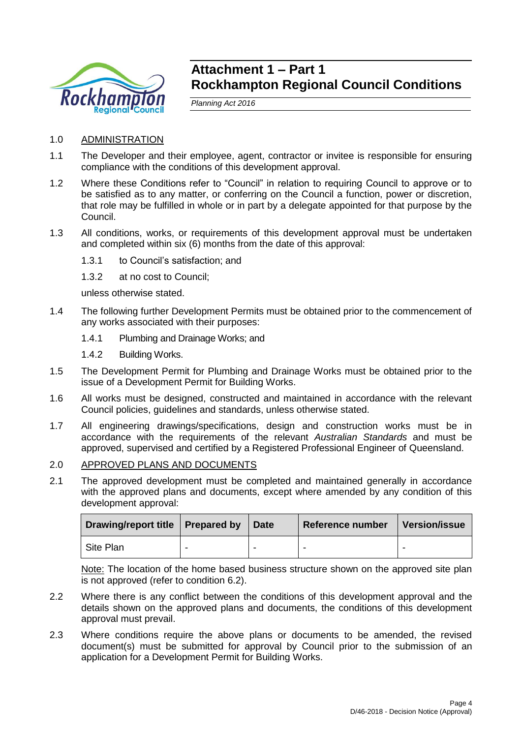# Attachment 1 – Part 1
# Rockhampton Regional Council Conditions

*Planning Act 2016*

1.0 ADMINISTRATION

1.1 The Developer and their employee, agent, contractor or invitee is responsible for ensuring compliance with the conditions of this development approval.

1.2 Where these Conditions refer to "Council" in relation to requiring Council to approve or to be satisfied as to any matter, or conferring on the Council a function, power or discretion, that role may be fulfilled in whole or in part by a delegate appointed for that purpose by the Council.

1.3 All conditions, works, or requirements of this development approval must be undertaken and completed within six (6) months from the date of this approval:

1.3.1 to Council's satisfaction; and

1.3.2 at no cost to Council;

unless otherwise stated.

1.4 The following further Development Permits must be obtained prior to the commencement of any works associated with their purposes:

1.4.1 Plumbing and Drainage Works; and

1.4.2 Building Works.

1.5 The Development Permit for Plumbing and Drainage Works must be obtained prior to the issue of a Development Permit for Building Works.

1.6 All works must be designed, constructed and maintained in accordance with the relevant Council policies, guidelines and standards, unless otherwise stated.

1.7 All engineering drawings/specifications, design and construction works must be in accordance with the requirements of the relevant *Australian Standards* and must be approved, supervised and certified by a Registered Professional Engineer of Queensland.

2.0 APPROVED PLANS AND DOCUMENTS

2.1 The approved development must be completed and maintained generally in accordance with the approved plans and documents, except where amended by any condition of this development approval:

| Drawing/report title | Prepared by | Date | Reference number | Version/issue |
|---|---|---|---|---|
| Site Plan | - | - | - | - |

Note: The location of the home based business structure shown on the approved site plan is not approved (refer to condition 6.2).

2.2 Where there is any conflict between the conditions of this development approval and the details shown on the approved plans and documents, the conditions of this development approval must prevail.

2.3 Where conditions require the above plans or documents to be amended, the revised document(s) must be submitted for approval by Council prior to the submission of an application for a Development Permit for Building Works.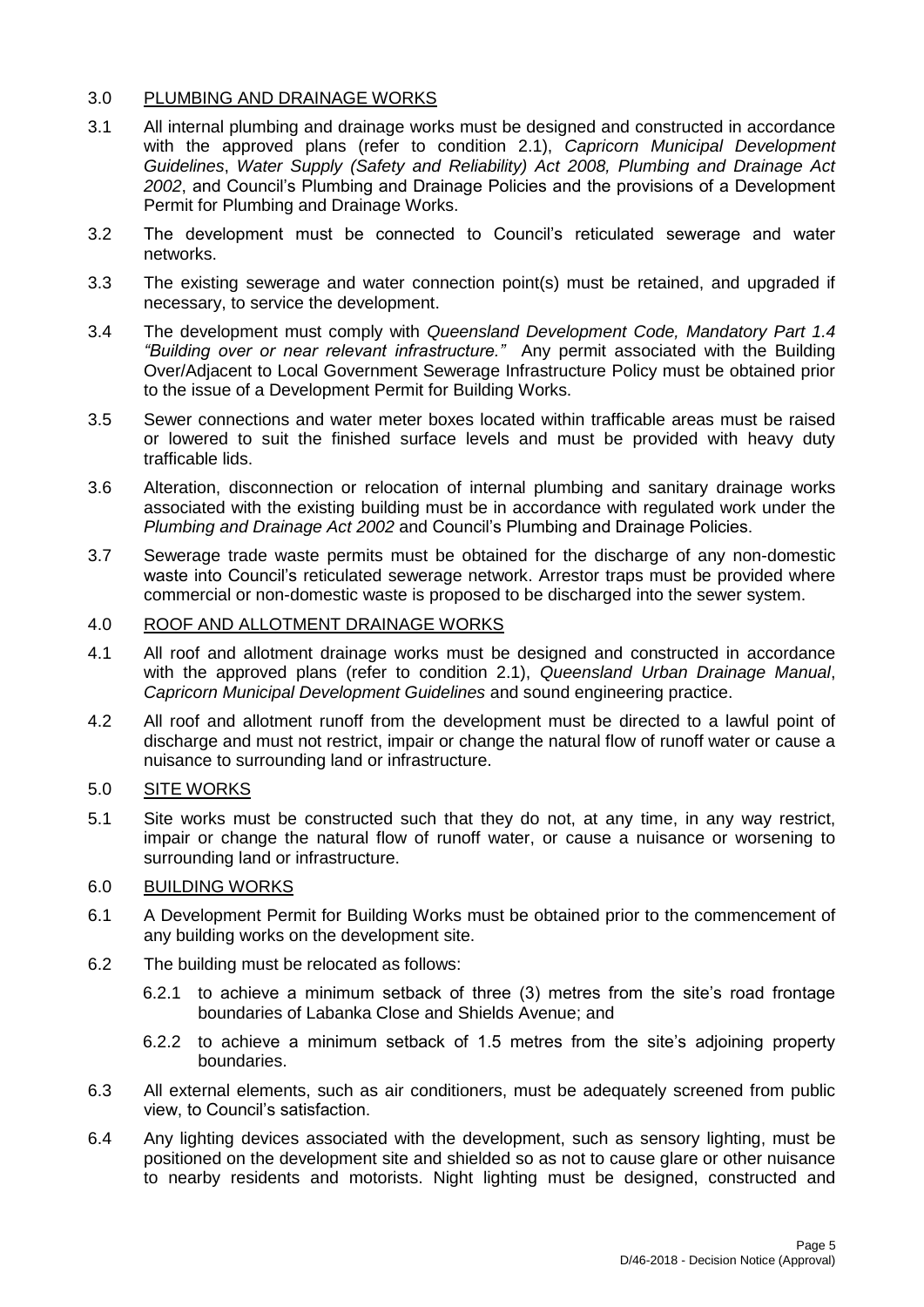## 3.0 PLUMBING AND DRAINAGE WORKS

3.1 All internal plumbing and drainage works must be designed and constructed in accordance with the approved plans (refer to condition 2.1), *Capricorn Municipal Development Guidelines*, *Water Supply (Safety and Reliability) Act 2008, Plumbing and Drainage Act 2002*, and Council's Plumbing and Drainage Policies and the provisions of a Development Permit for Plumbing and Drainage Works.

3.2 The development must be connected to Council's reticulated sewerage and water networks.

3.3 The existing sewerage and water connection point(s) must be retained, and upgraded if necessary, to service the development.

3.4 The development must comply with *Queensland Development Code, Mandatory Part 1.4 "Building over or near relevant infrastructure."* Any permit associated with the Building Over/Adjacent to Local Government Sewerage Infrastructure Policy must be obtained prior to the issue of a Development Permit for Building Works.

3.5 Sewer connections and water meter boxes located within trafficable areas must be raised or lowered to suit the finished surface levels and must be provided with heavy duty trafficable lids.

3.6 Alteration, disconnection or relocation of internal plumbing and sanitary drainage works associated with the existing building must be in accordance with regulated work under the *Plumbing and Drainage Act 2002* and Council's Plumbing and Drainage Policies.

3.7 Sewerage trade waste permits must be obtained for the discharge of any non-domestic waste into Council's reticulated sewerage network. Arrestor traps must be provided where commercial or non-domestic waste is proposed to be discharged into the sewer system.

## 4.0 ROOF AND ALLOTMENT DRAINAGE WORKS

4.1 All roof and allotment drainage works must be designed and constructed in accordance with the approved plans (refer to condition 2.1), *Queensland Urban Drainage Manual*, *Capricorn Municipal Development Guidelines* and sound engineering practice.

4.2 All roof and allotment runoff from the development must be directed to a lawful point of discharge and must not restrict, impair or change the natural flow of runoff water or cause a nuisance to surrounding land or infrastructure.

## 5.0 SITE WORKS

5.1 Site works must be constructed such that they do not, at any time, in any way restrict, impair or change the natural flow of runoff water, or cause a nuisance or worsening to surrounding land or infrastructure.

## 6.0 BUILDING WORKS

6.1 A Development Permit for Building Works must be obtained prior to the commencement of any building works on the development site.

6.2 The building must be relocated as follows:

6.2.1 to achieve a minimum setback of three (3) metres from the site's road frontage boundaries of Labanka Close and Shields Avenue; and

6.2.2 to achieve a minimum setback of 1.5 metres from the site's adjoining property boundaries.

6.3 All external elements, such as air conditioners, must be adequately screened from public view, to Council's satisfaction.

6.4 Any lighting devices associated with the development, such as sensory lighting, must be positioned on the development site and shielded so as not to cause glare or other nuisance to nearby residents and motorists. Night lighting must be designed, constructed and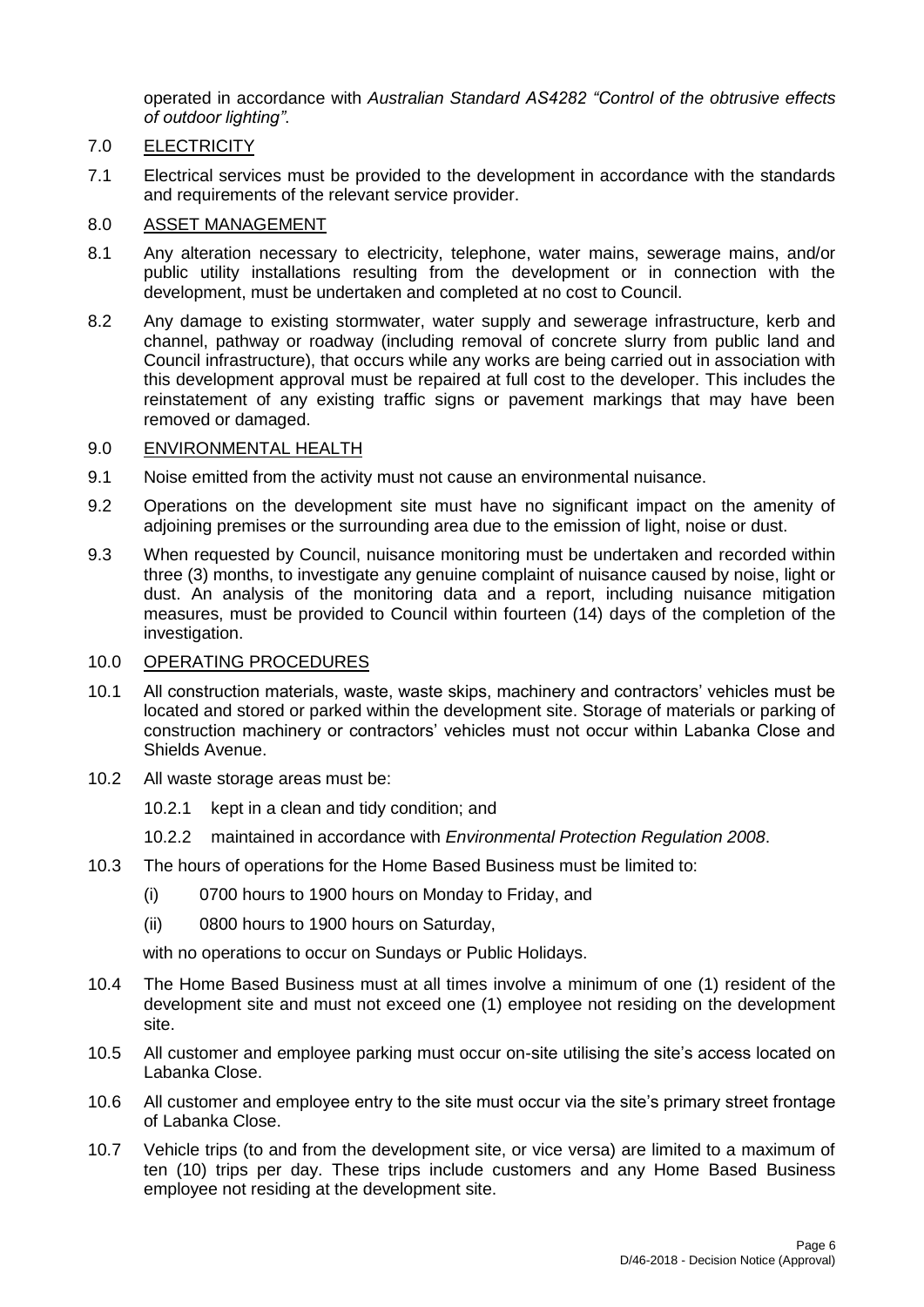operated in accordance with *Australian Standard AS4282 "Control of the obtrusive effects of outdoor lighting"*.

7.0 ELECTRICITY

7.1 Electrical services must be provided to the development in accordance with the standards and requirements of the relevant service provider.

8.0 ASSET MANAGEMENT

8.1 Any alteration necessary to electricity, telephone, water mains, sewerage mains, and/or public utility installations resulting from the development or in connection with the development, must be undertaken and completed at no cost to Council.

8.2 Any damage to existing stormwater, water supply and sewerage infrastructure, kerb and channel, pathway or roadway (including removal of concrete slurry from public land and Council infrastructure), that occurs while any works are being carried out in association with this development approval must be repaired at full cost to the developer. This includes the reinstatement of any existing traffic signs or pavement markings that may have been removed or damaged.

9.0 ENVIRONMENTAL HEALTH

9.1 Noise emitted from the activity must not cause an environmental nuisance.

9.2 Operations on the development site must have no significant impact on the amenity of adjoining premises or the surrounding area due to the emission of light, noise or dust.

9.3 When requested by Council, nuisance monitoring must be undertaken and recorded within three (3) months, to investigate any genuine complaint of nuisance caused by noise, light or dust. An analysis of the monitoring data and a report, including nuisance mitigation measures, must be provided to Council within fourteen (14) days of the completion of the investigation.

10.0 OPERATING PROCEDURES

10.1 All construction materials, waste, waste skips, machinery and contractors' vehicles must be located and stored or parked within the development site. Storage of materials or parking of construction machinery or contractors' vehicles must not occur within Labanka Close and Shields Avenue.

10.2 All waste storage areas must be:

10.2.1 kept in a clean and tidy condition; and

10.2.2 maintained in accordance with *Environmental Protection Regulation 2008*.

10.3 The hours of operations for the Home Based Business must be limited to:

(i) 0700 hours to 1900 hours on Monday to Friday, and

(ii) 0800 hours to 1900 hours on Saturday,

with no operations to occur on Sundays or Public Holidays.

10.4 The Home Based Business must at all times involve a minimum of one (1) resident of the development site and must not exceed one (1) employee not residing on the development site.

10.5 All customer and employee parking must occur on-site utilising the site's access located on Labanka Close.

10.6 All customer and employee entry to the site must occur via the site's primary street frontage of Labanka Close.

10.7 Vehicle trips (to and from the development site, or vice versa) are limited to a maximum of ten (10) trips per day. These trips include customers and any Home Based Business employee not residing at the development site.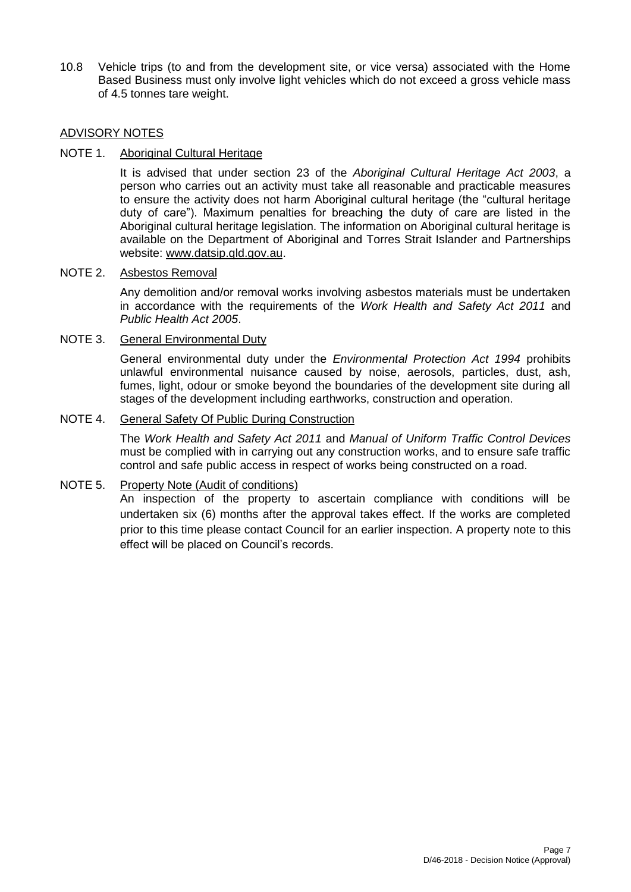10.8 Vehicle trips (to and from the development site, or vice versa) associated with the Home Based Business must only involve light vehicles which do not exceed a gross vehicle mass of 4.5 tonnes tare weight.

## ADVISORY NOTES

NOTE 1. Aboriginal Cultural Heritage

It is advised that under section 23 of the *Aboriginal Cultural Heritage Act 2003*, a person who carries out an activity must take all reasonable and practicable measures to ensure the activity does not harm Aboriginal cultural heritage (the "cultural heritage duty of care"). Maximum penalties for breaching the duty of care are listed in the Aboriginal cultural heritage legislation. The information on Aboriginal cultural heritage is available on the Department of Aboriginal and Torres Strait Islander and Partnerships website: www.datsip.qld.gov.au.

NOTE 2. Asbestos Removal

Any demolition and/or removal works involving asbestos materials must be undertaken in accordance with the requirements of the *Work Health and Safety Act 2011* and *Public Health Act 2005*.

NOTE 3. General Environmental Duty

General environmental duty under the *Environmental Protection Act 1994* prohibits unlawful environmental nuisance caused by noise, aerosols, particles, dust, ash, fumes, light, odour or smoke beyond the boundaries of the development site during all stages of the development including earthworks, construction and operation.

NOTE 4. General Safety Of Public During Construction

The *Work Health and Safety Act 2011* and *Manual of Uniform Traffic Control Devices* must be complied with in carrying out any construction works, and to ensure safe traffic control and safe public access in respect of works being constructed on a road.

NOTE 5. Property Note (Audit of conditions)

An inspection of the property to ascertain compliance with conditions will be undertaken six (6) months after the approval takes effect. If the works are completed prior to this time please contact Council for an earlier inspection. A property note to this effect will be placed on Council's records.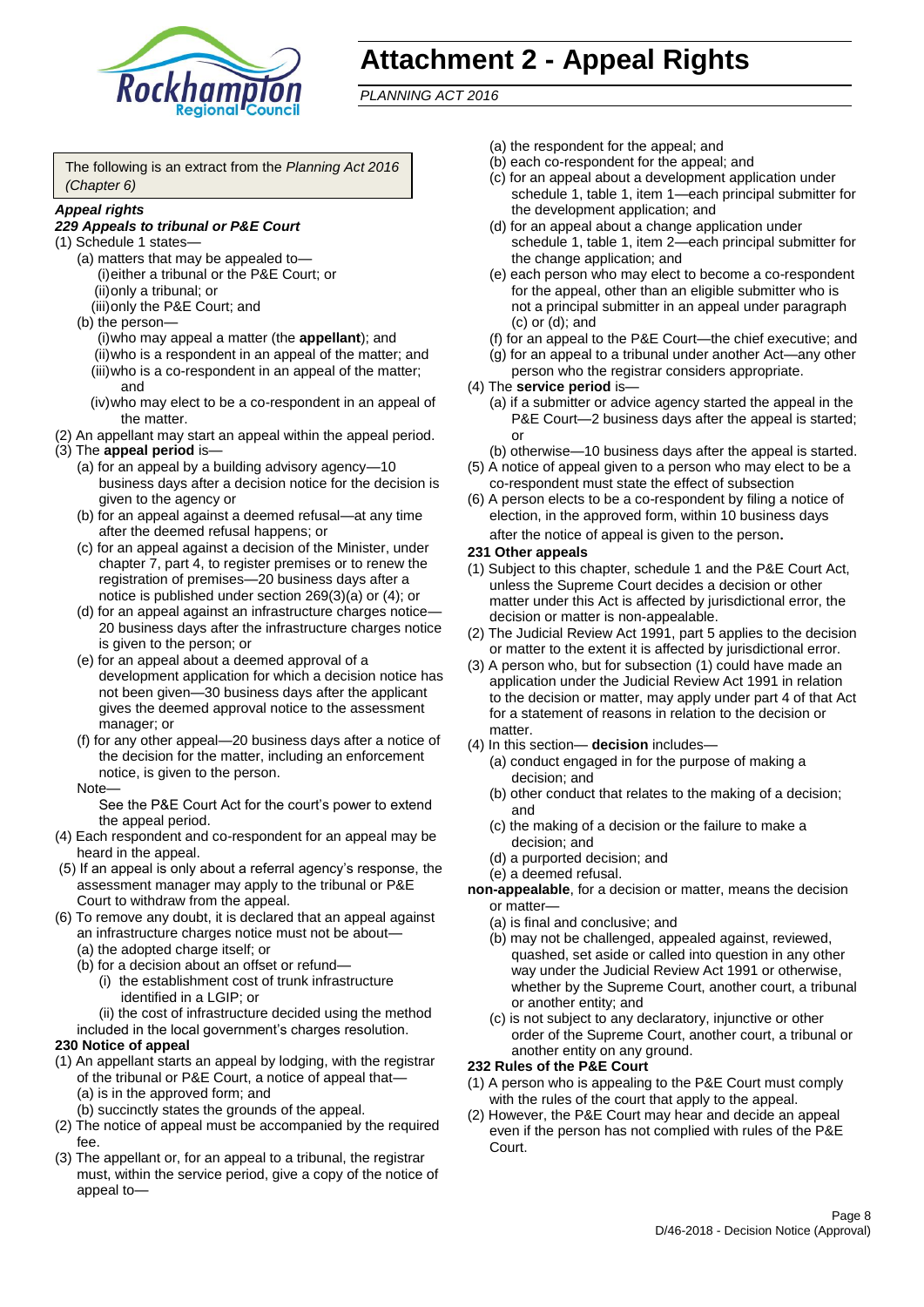# Attachment 2 - Appeal Rights

*PLANNING ACT 2016*

The following is an extract from the *Planning Act 2016 (Chapter 6)*

***Appeal rights***

***229 Appeals to tribunal or P&E Court***

(1) Schedule 1 states—

(a) matters that may be appealed to—
  (i) either a tribunal or the P&E Court; or
  (ii) only a tribunal; or
  (iii) only the P&E Court; and

(b) the person—
  (i) who may appeal a matter (the **appellant**); and
  (ii) who is a respondent in an appeal of the matter; and
  (iii) who is a co-respondent in an appeal of the matter; and
  (iv) who may elect to be a co-respondent in an appeal of the matter.

(2) An appellant may start an appeal within the appeal period.

(3) The **appeal period** is—

(a) for an appeal by a building advisory agency—10 business days after a decision notice for the decision is given to the agency or

(b) for an appeal against a deemed refusal—at any time after the deemed refusal happens; or

(c) for an appeal against a decision of the Minister, under chapter 7, part 4, to register premises or to renew the registration of premises—20 business days after a notice is published under section 269(3)(a) or (4); or

(d) for an appeal against an infrastructure charges notice—20 business days after the infrastructure charges notice is given to the person; or

(e) for an appeal about a deemed approval of a development application for which a decision notice has not been given—30 business days after the applicant gives the deemed approval notice to the assessment manager; or

(f) for any other appeal—20 business days after a notice of the decision for the matter, including an enforcement notice, is given to the person.

Note—

See the P&E Court Act for the court's power to extend the appeal period.

(4) Each respondent and co-respondent for an appeal may be heard in the appeal.

(5) If an appeal is only about a referral agency's response, the assessment manager may apply to the tribunal or P&E Court to withdraw from the appeal.

(6) To remove any doubt, it is declared that an appeal against an infrastructure charges notice must not be about—

(a) the adopted charge itself; or

(b) for a decision about an offset or refund—
  (i) the establishment cost of trunk infrastructure identified in a LGIP; or
  (ii) the cost of infrastructure decided using the method included in the local government's charges resolution.

**230 Notice of appeal**

(1) An appellant starts an appeal by lodging, with the registrar of the tribunal or P&E Court, a notice of appeal that—

(a) is in the approved form; and

(b) succinctly states the grounds of the appeal.

(2) The notice of appeal must be accompanied by the required fee.

(3) The appellant or, for an appeal to a tribunal, the registrar must, within the service period, give a copy of the notice of appeal to—

(a) the respondent for the appeal; and

(b) each co-respondent for the appeal; and

(c) for an appeal about a development application under schedule 1, table 1, item 1—each principal submitter for the development application; and

(d) for an appeal about a change application under schedule 1, table 1, item 2—each principal submitter for the change application; and

(e) each person who may elect to become a co-respondent for the appeal, other than an eligible submitter who is not a principal submitter in an appeal under paragraph (c) or (d); and

(f) for an appeal to the P&E Court—the chief executive; and

(g) for an appeal to a tribunal under another Act—any other person who the registrar considers appropriate.

(4) The **service period** is—

(a) if a submitter or advice agency started the appeal in the P&E Court—2 business days after the appeal is started; or

(b) otherwise—10 business days after the appeal is started.

(5) A notice of appeal given to a person who may elect to be a co-respondent must state the effect of subsection

(6) A person elects to be a co-respondent by filing a notice of election, in the approved form, within 10 business days after the notice of appeal is given to the person.

**231 Other appeals**

(1) Subject to this chapter, schedule 1 and the P&E Court Act, unless the Supreme Court decides a decision or other matter under this Act is affected by jurisdictional error, the decision or matter is non-appealable.

(2) The Judicial Review Act 1991, part 5 applies to the decision or matter to the extent it is affected by jurisdictional error.

(3) A person who, but for subsection (1) could have made an application under the Judicial Review Act 1991 in relation to the decision or matter, may apply under part 4 of that Act for a statement of reasons in relation to the decision or matter.

(4) In this section— **decision** includes—

(a) conduct engaged in for the purpose of making a decision; and

(b) other conduct that relates to the making of a decision; and

(c) the making of a decision or the failure to make a decision; and

(d) a purported decision; and

(e) a deemed refusal.

**non-appealable**, for a decision or matter, means the decision or matter—

(a) is final and conclusive; and

(b) may not be challenged, appealed against, reviewed, quashed, set aside or called into question in any other way under the Judicial Review Act 1991 or otherwise, whether by the Supreme Court, another court, a tribunal or another entity; and

(c) is not subject to any declaratory, injunctive or other order of the Supreme Court, another court, a tribunal or another entity on any ground.

**232 Rules of the P&E Court**

(1) A person who is appealing to the P&E Court must comply with the rules of the court that apply to the appeal.

(2) However, the P&E Court may hear and decide an appeal even if the person has not complied with rules of the P&E Court.

D/46-2018 - Decision Notice (Approval)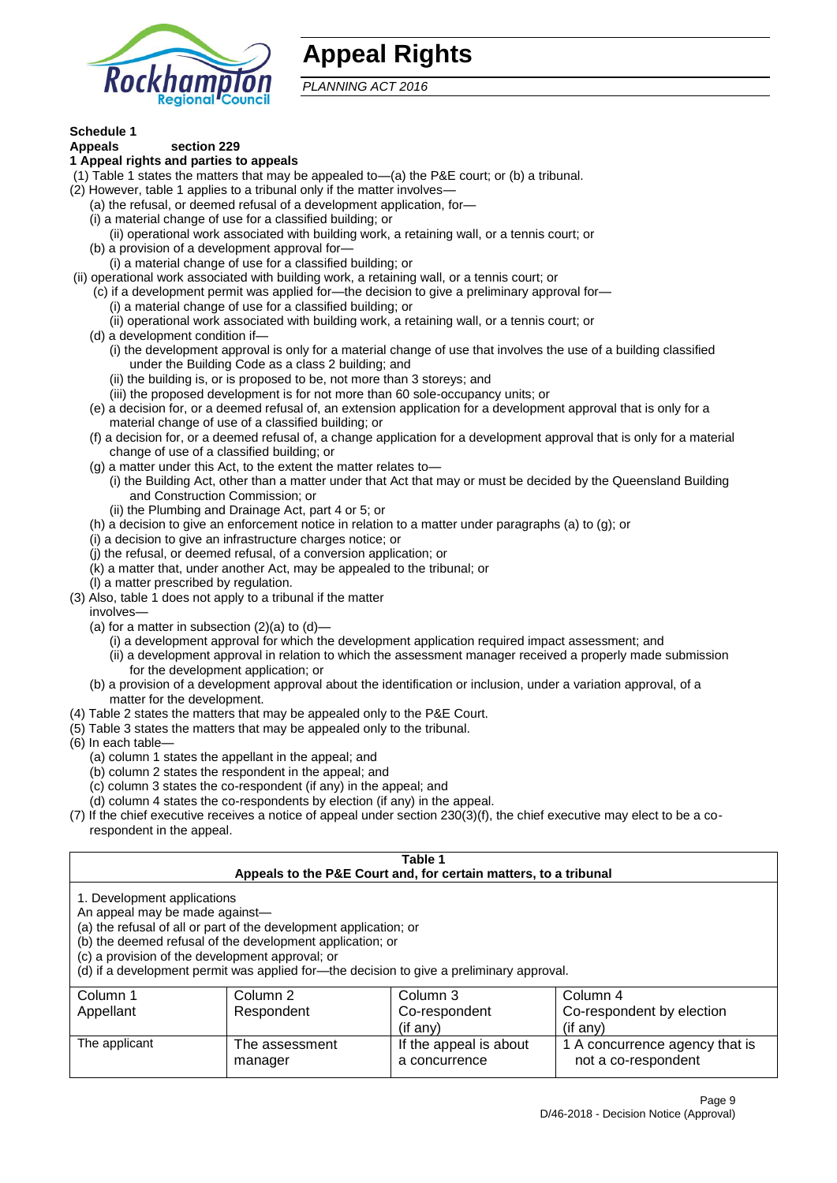# Appeal Rights

*PLANNING ACT 2016*

**Schedule 1**
**Appeals section 229**
**1 Appeal rights and parties to appeals**

(1) Table 1 states the matters that may be appealed to—(a) the P&E court; or (b) a tribunal.
(2) However, table 1 applies to a tribunal only if the matter involves—
  (a) the refusal, or deemed refusal of a development application, for—
  (i) a material change of use for a classified building; or
    (ii) operational work associated with building work, a retaining wall, or a tennis court; or
  (b) a provision of a development approval for—
    (i) a material change of use for a classified building; or
 (ii) operational work associated with building work, a retaining wall, or a tennis court; or
   (c) if a development permit was applied for—the decision to give a preliminary approval for—
    (i) a material change of use for a classified building; or
    (ii) operational work associated with building work, a retaining wall, or a tennis court; or
  (d) a development condition if—
    (i) the development approval is only for a material change of use that involves the use of a building classified under the Building Code as a class 2 building; and
    (ii) the building is, or is proposed to be, not more than 3 storeys; and
    (iii) the proposed development is for not more than 60 sole-occupancy units; or
  (e) a decision for, or a deemed refusal of, an extension application for a development approval that is only for a material change of use of a classified building; or
  (f) a decision for, or a deemed refusal of, a change application for a development approval that is only for a material change of use of a classified building; or
  (g) a matter under this Act, to the extent the matter relates to—
    (i) the Building Act, other than a matter under that Act that may or must be decided by the Queensland Building and Construction Commission; or
    (ii) the Plumbing and Drainage Act, part 4 or 5; or
  (h) a decision to give an enforcement notice in relation to a matter under paragraphs (a) to (g); or
  (i) a decision to give an infrastructure charges notice; or
  (j) the refusal, or deemed refusal, of a conversion application; or
  (k) a matter that, under another Act, may be appealed to the tribunal; or
  (l) a matter prescribed by regulation.
(3) Also, table 1 does not apply to a tribunal if the matter involves—
  (a) for a matter in subsection (2)(a) to (d)—
    (i) a development approval for which the development application required impact assessment; and
    (ii) a development approval in relation to which the assessment manager received a properly made submission for the development application; or
  (b) a provision of a development approval about the identification or inclusion, under a variation approval, of a matter for the development.
(4) Table 2 states the matters that may be appealed only to the P&E Court.
(5) Table 3 states the matters that may be appealed only to the tribunal.
(6) In each table—
  (a) column 1 states the appellant in the appeal; and
  (b) column 2 states the respondent in the appeal; and
  (c) column 3 states the co-respondent (if any) in the appeal; and
  (d) column 4 states the co-respondents by election (if any) in the appeal.
(7) If the chief executive receives a notice of appeal under section 230(3)(f), the chief executive may elect to be a co-respondent in the appeal.

**Table 1**
**Appeals to the P&E Court and, for certain matters, to a tribunal**

1. Development applications
An appeal may be made against—
(a) the refusal of all or part of the development application; or
(b) the deemed refusal of the development application; or
(c) a provision of the development approval; or
(d) if a development permit was applied for—the decision to give a preliminary approval.

| Column 1<br>Appellant | Column 2<br>Respondent | Column 3<br>Co-respondent<br>(if any) | Column 4<br>Co-respondent by election<br>(if any) |
|---|---|---|---|
| The applicant | The assessment manager | If the appeal is about a concurrence | 1 A concurrence agency that is not a co-respondent |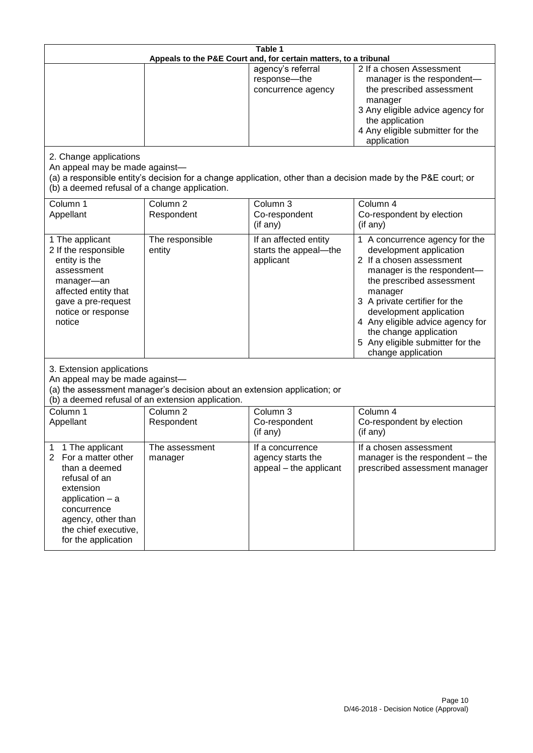**Table 1**
**Appeals to the P&E Court and, for certain matters, to a tribunal**

| | | | |
|---|---|---|---|
| | | agency's referral response—the concurrence agency | 2 If a chosen Assessment manager is the respondent—the prescribed assessment manager<br>3 Any eligible advice agency for the application<br>4 Any eligible submitter for the application |

2. Change applications

An appeal may be made against—

(a) a responsible entity's decision for a change application, other than a decision made by the P&E court; or

(b) a deemed refusal of a change application.

| Column 1<br>Appellant | Column 2<br>Respondent | Column 3<br>Co-respondent<br>(if any) | Column 4<br>Co-respondent by election<br>(if any) |
|---|---|---|---|
| 1 The applicant<br>2 If the responsible entity is the assessment manager—an affected entity that gave a pre-request notice or response notice | The responsible entity | If an affected entity starts the appeal—the applicant | 1 A concurrence agency for the development application<br>2 If a chosen assessment manager is the respondent—the prescribed assessment manager<br>3 A private certifier for the development application<br>4 Any eligible advice agency for the change application<br>5 Any eligible submitter for the change application |

3. Extension applications

An appeal may be made against—

(a) the assessment manager's decision about an extension application; or

(b) a deemed refusal of an extension application.

| Column 1<br>Appellant | Column 2<br>Respondent | Column 3<br>Co-respondent<br>(if any) | Column 4<br>Co-respondent by election<br>(if any) |
|---|---|---|---|
| 1 1 The applicant<br>2 For a matter other than a deemed refusal of an extension application – a concurrence agency, other than the chief executive, for the application | The assessment manager | If a concurrence agency starts the appeal – the applicant | If a chosen assessment manager is the respondent – the prescribed assessment manager |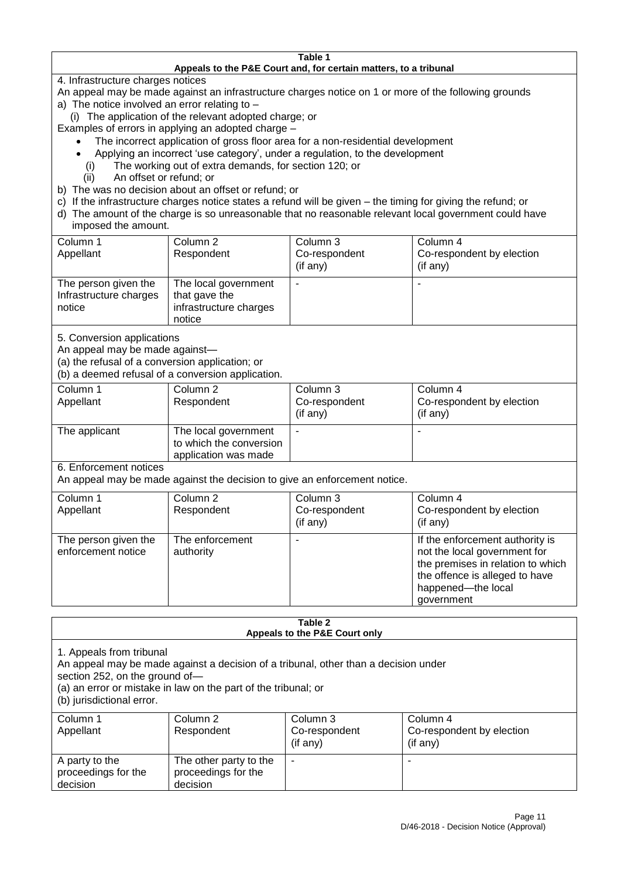**Table 1**
**Appeals to the P&E Court and, for certain matters, to a tribunal**

4. Infrastructure charges notices

An appeal may be made against an infrastructure charges notice on 1 or more of the following grounds

a) The notice involved an error relating to –

(i) The application of the relevant adopted charge; or

Examples of errors in applying an adopted charge –

- The incorrect application of gross floor area for a non-residential development
- Applying an incorrect 'use category', under a regulation, to the development

(i) The working out of extra demands, for section 120; or

(ii) An offset or refund; or

b) The was no decision about an offset or refund; or

c) If the infrastructure charges notice states a refund will be given – the timing for giving the refund; or

d) The amount of the charge is so unreasonable that no reasonable relevant local government could have imposed the amount.

| Column 1<br>Appellant | Column 2<br>Respondent | Column 3<br>Co-respondent<br>(if any) | Column 4<br>Co-respondent by election<br>(if any) |
|---|---|---|---|
| The person given the Infrastructure charges notice | The local government that gave the infrastructure charges notice | - | - |

5. Conversion applications

An appeal may be made against—

(a) the refusal of a conversion application; or

(b) a deemed refusal of a conversion application.

| Column 1<br>Appellant | Column 2<br>Respondent | Column 3<br>Co-respondent<br>(if any) | Column 4<br>Co-respondent by election<br>(if any) |
|---|---|---|---|
| The applicant | The local government to which the conversion application was made | - | - |

6. Enforcement notices

An appeal may be made against the decision to give an enforcement notice.

| Column 1<br>Appellant | Column 2<br>Respondent | Column 3<br>Co-respondent<br>(if any) | Column 4<br>Co-respondent by election<br>(if any) |
|---|---|---|---|
| The person given the enforcement notice | The enforcement authority | - | If the enforcement authority is not the local government for the premises in relation to which the offence is alleged to have happened—the local government |

**Table 2**
**Appeals to the P&E Court only**

1. Appeals from tribunal

An appeal may be made against a decision of a tribunal, other than a decision under section 252, on the ground of—

(a) an error or mistake in law on the part of the tribunal; or

(b) jurisdictional error.

| Column 1<br>Appellant | Column 2<br>Respondent | Column 3<br>Co-respondent<br>(if any) | Column 4<br>Co-respondent by election<br>(if any) |
|---|---|---|---|
| A party to the proceedings for the decision | The other party to the proceedings for the decision | - | - |

D/46-2018 - Decision Notice (Approval)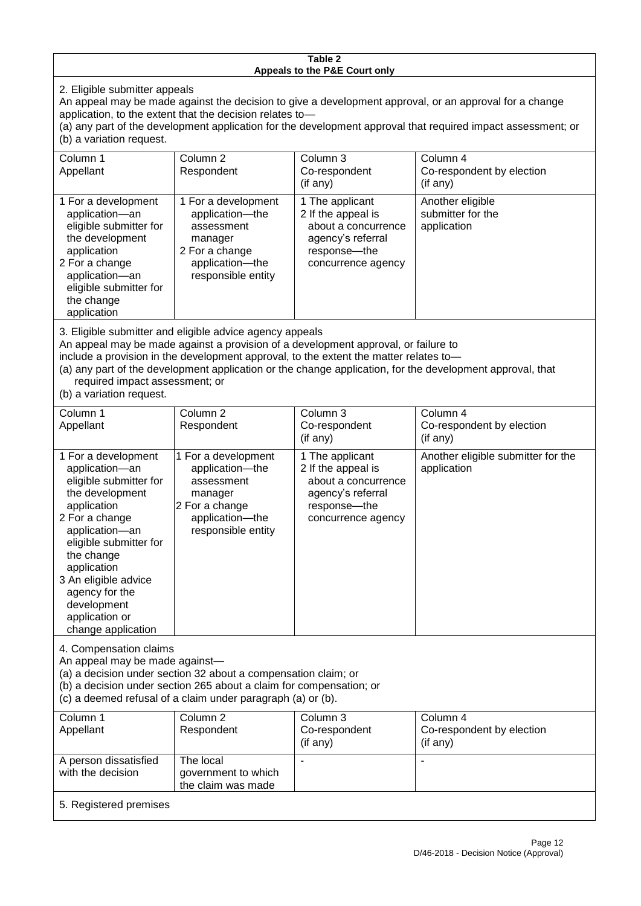**Table 2**
**Appeals to the P&E Court only**

2. Eligible submitter appeals

An appeal may be made against the decision to give a development approval, or an approval for a change application, to the extent that the decision relates to—

(a) any part of the development application for the development approval that required impact assessment; or

(b) a variation request.

| Column 1<br>Appellant | Column 2<br>Respondent | Column 3<br>Co-respondent<br>(if any) | Column 4<br>Co-respondent by election<br>(if any) |
|---|---|---|---|
| 1 For a development application—an eligible submitter for the development application<br>2 For a change application—an eligible submitter for the change application | 1 For a development application—the assessment manager<br>2 For a change application—the responsible entity | 1 The applicant<br>2 If the appeal is about a concurrence agency's referral response—the concurrence agency | Another eligible submitter for the application |

3. Eligible submitter and eligible advice agency appeals

An appeal may be made against a provision of a development approval, or failure to include a provision in the development approval, to the extent the matter relates to—

(a) any part of the development application or the change application, for the development approval, that required impact assessment; or

(b) a variation request.

| Column 1<br>Appellant | Column 2<br>Respondent | Column 3<br>Co-respondent<br>(if any) | Column 4<br>Co-respondent by election<br>(if any) |
|---|---|---|---|
| 1 For a development application—an eligible submitter for the development application<br>2 For a change application—an eligible submitter for the change application<br>3 An eligible advice agency for the development application or change application | 1 For a development application—the assessment manager<br>2 For a change application—the responsible entity | 1 The applicant<br>2 If the appeal is about a concurrence agency's referral response—the concurrence agency | Another eligible submitter for the application |

4. Compensation claims

An appeal may be made against—

(a) a decision under section 32 about a compensation claim; or

(b) a decision under section 265 about a claim for compensation; or

(c) a deemed refusal of a claim under paragraph (a) or (b).

| Column 1<br>Appellant | Column 2<br>Respondent | Column 3<br>Co-respondent<br>(if any) | Column 4<br>Co-respondent by election<br>(if any) |
|---|---|---|---|
| A person dissatisfied with the decision | The local government to which the claim was made | - | - |

5. Registered premises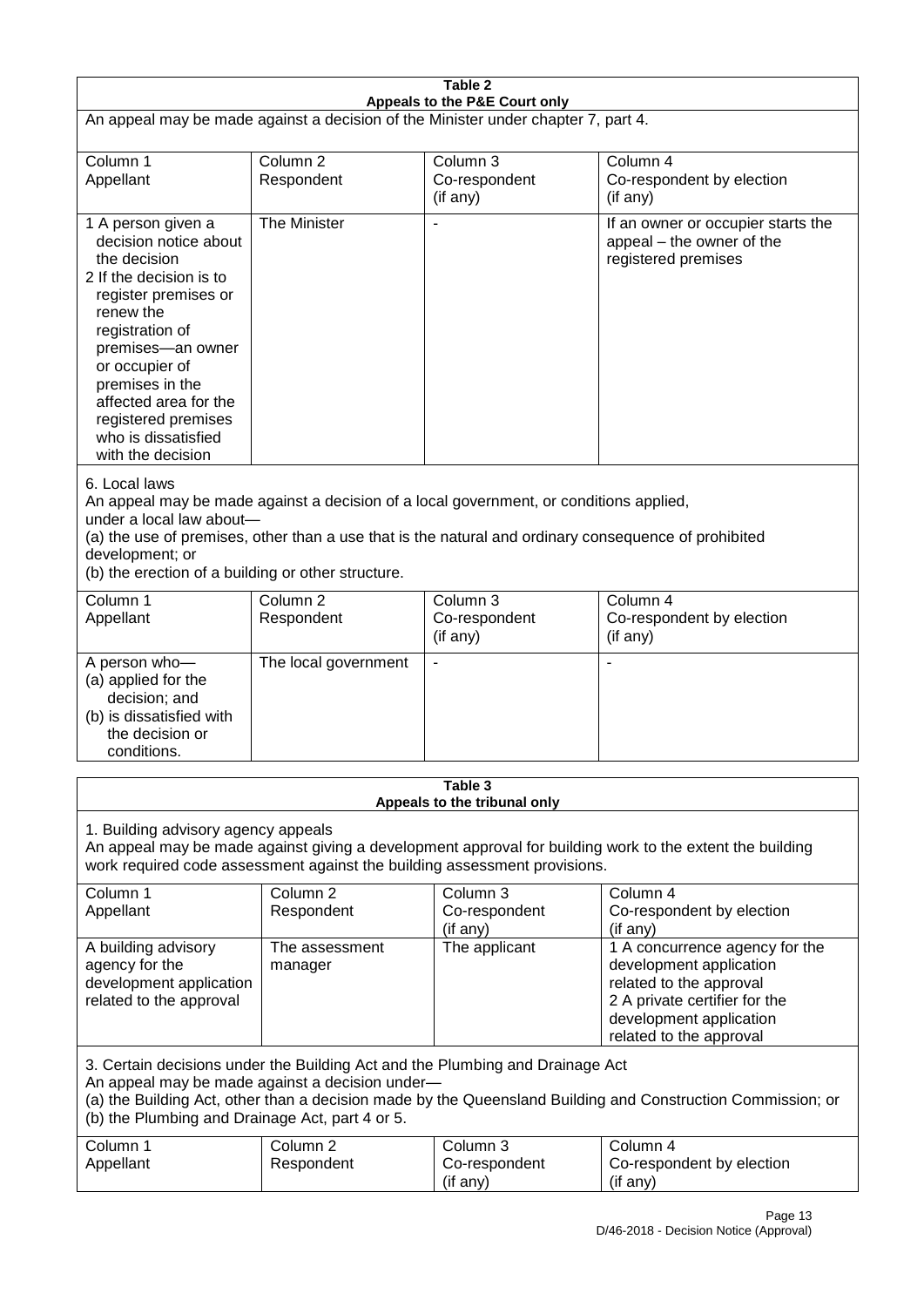**Table 2**
**Appeals to the P&E Court only**

An appeal may be made against a decision of the Minister under chapter 7, part 4.

| Column 1<br>Appellant | Column 2<br>Respondent | Column 3<br>Co-respondent<br>(if any) | Column 4<br>Co-respondent by election<br>(if any) |
|---|---|---|---|
| 1 A person given a decision notice about the decision<br>2 If the decision is to register premises or renew the registration of premises—an owner or occupier of premises in the affected area for the registered premises who is dissatisfied with the decision | The Minister | - | If an owner or occupier starts the appeal – the owner of the registered premises |

6. Local laws

An appeal may be made against a decision of a local government, or conditions applied, under a local law about—

(a) the use of premises, other than a use that is the natural and ordinary consequence of prohibited development; or

(b) the erection of a building or other structure.

| Column 1<br>Appellant | Column 2<br>Respondent | Column 3<br>Co-respondent<br>(if any) | Column 4<br>Co-respondent by election<br>(if any) |
|---|---|---|---|
| A person who—<br>(a) applied for the decision; and<br>(b) is dissatisfied with the decision or conditions. | The local government | - | - |

**Table 3**
**Appeals to the tribunal only**

1. Building advisory agency appeals

An appeal may be made against giving a development approval for building work to the extent the building work required code assessment against the building assessment provisions.

| Column 1<br>Appellant | Column 2<br>Respondent | Column 3<br>Co-respondent<br>(if any) | Column 4<br>Co-respondent by election<br>(if any) |
|---|---|---|---|
| A building advisory agency for the development application related to the approval | The assessment manager | The applicant | 1 A concurrence agency for the development application related to the approval<br>2 A private certifier for the development application related to the approval |

3. Certain decisions under the Building Act and the Plumbing and Drainage Act

An appeal may be made against a decision under—

(a) the Building Act, other than a decision made by the Queensland Building and Construction Commission; or

(b) the Plumbing and Drainage Act, part 4 or 5.

| Column 1<br>Appellant | Column 2<br>Respondent | Column 3<br>Co-respondent<br>(if any) | Column 4<br>Co-respondent by election<br>(if any) |
|---|---|---|---|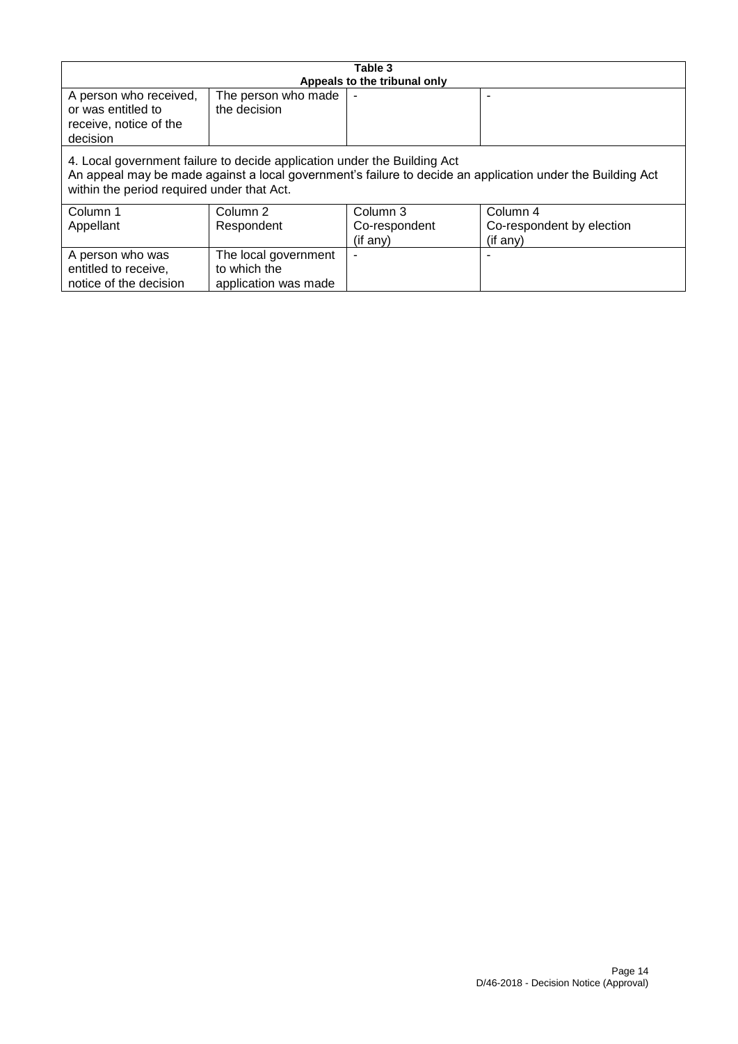| Table 3 Appeals to the tribunal only | | | |
|---|---|---|---|
| A person who received, or was entitled to receive, notice of the decision | The person who made the decision | - | - |
| 4. Local government failure to decide application under the Building Act An appeal may be made against a local government's failure to decide an application under the Building Act within the period required under that Act. | | | |
| Column 1 Appellant | Column 2 Respondent | Column 3 Co-respondent (if any) | Column 4 Co-respondent by election (if any) |
| A person who was entitled to receive, notice of the decision | The local government to which the application was made | - | - |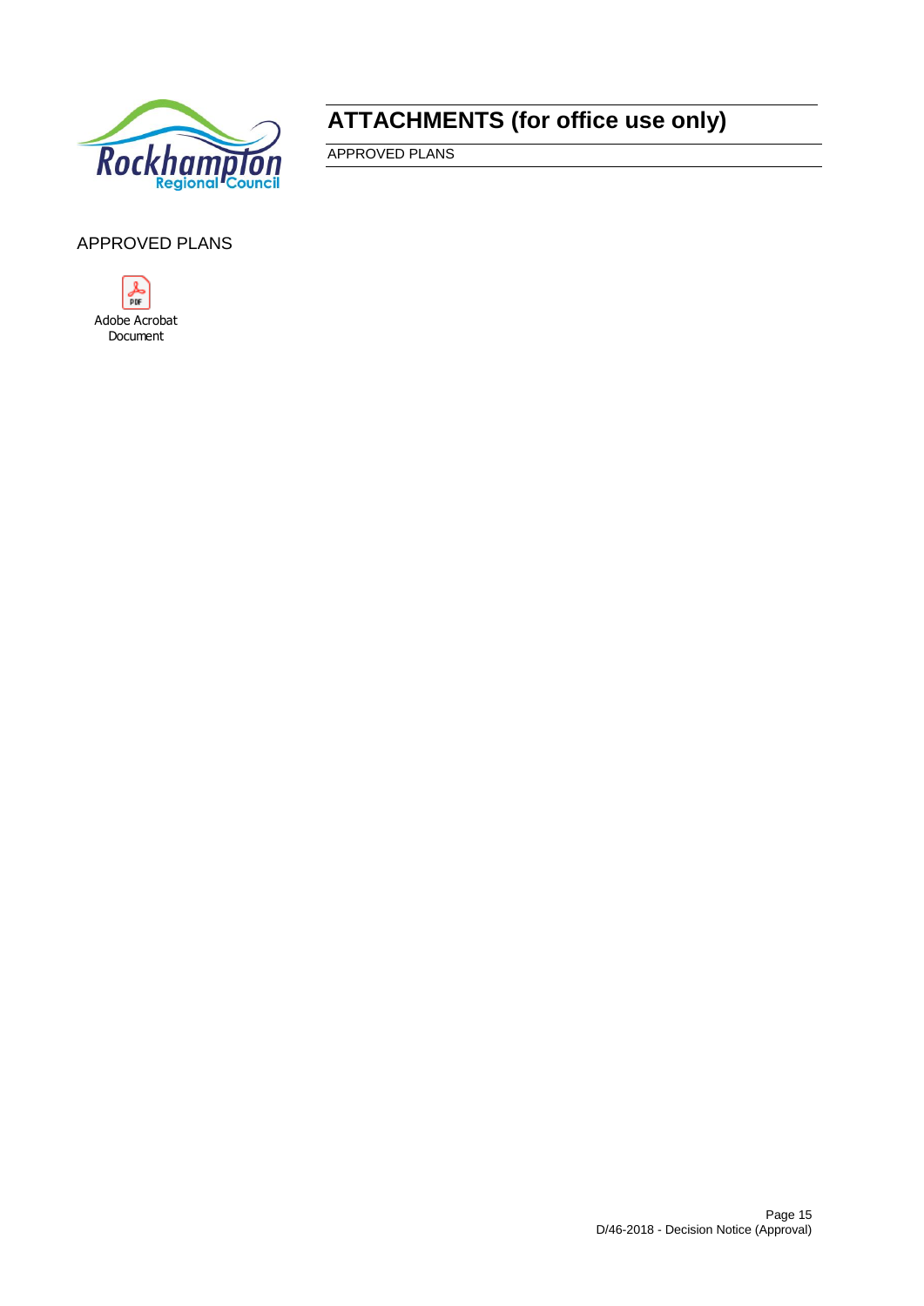# ATTACHMENTS (for office use only)

APPROVED PLANS

APPROVED PLANS

Adobe Acrobat Document